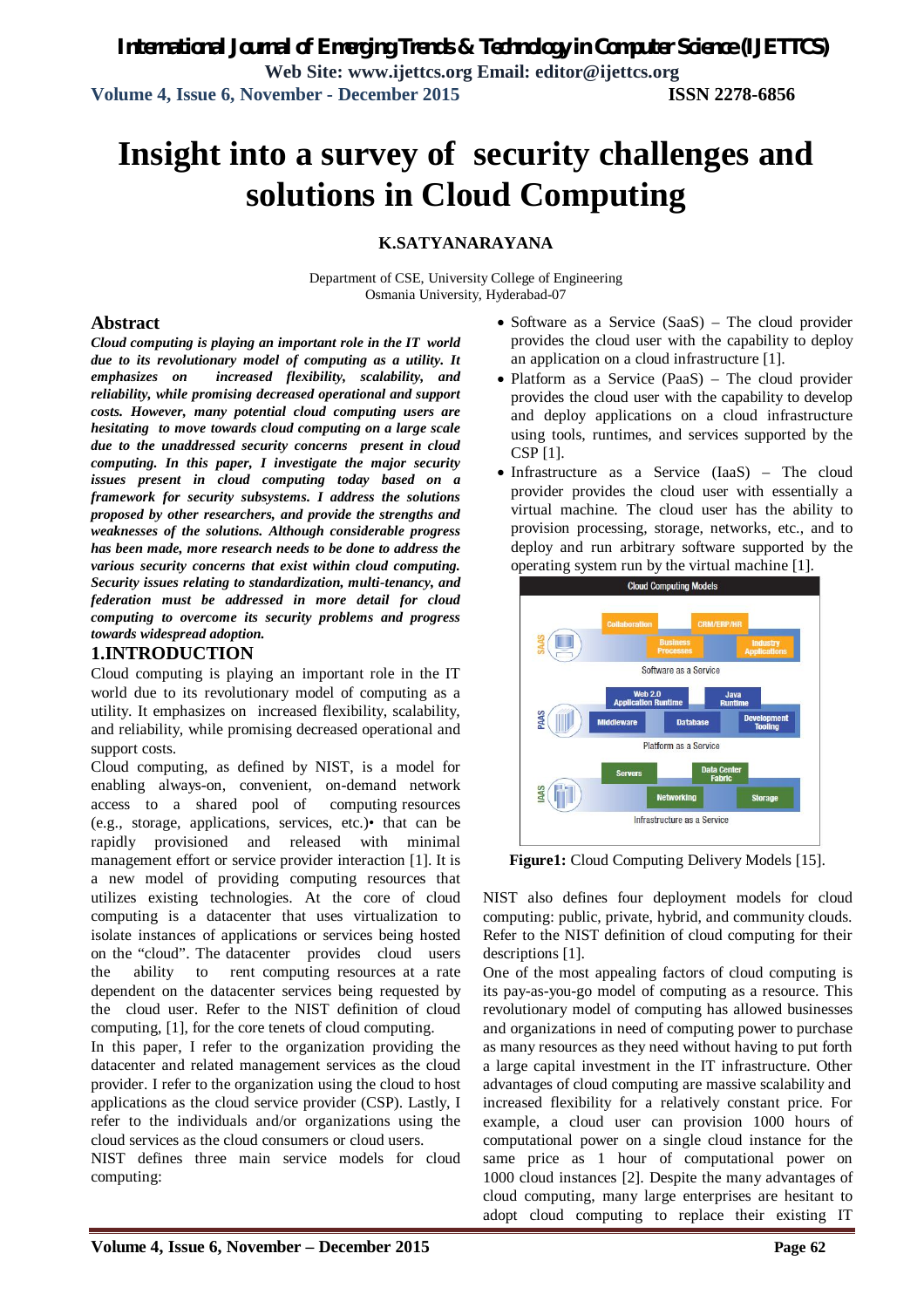# Insight into a survey of security challenges and solutions in Cloud Computing

**K.SATYANARAYANA**

Department of CSE, University College of Engineering
Osmania University, Hyderabad-07

## Abstract

***Cloud computing is playing an important role in the IT world due to its revolutionary model of computing as a utility. It emphasizes on increased flexibility, scalability, and reliability, while promising decreased operational and support costs. However, many potential cloud computing users are hesitating to move towards cloud computing on a large scale due to the unaddressed security concerns present in cloud computing. In this paper, I investigate the major security issues present in cloud computing today based on a framework for security subsystems. I address the solutions proposed by other researchers, and provide the strengths and weaknesses of the solutions. Although considerable progress has been made, more research needs to be done to address the various security concerns that exist within cloud computing. Security issues relating to standardization, multi-tenancy, and federation must be addressed in more detail for cloud computing to overcome its security problems and progress towards widespread adoption.***

## 1.INTRODUCTION

Cloud computing is playing an important role in the IT world due to its revolutionary model of computing as a utility. It emphasizes on increased flexibility, scalability, and reliability, while promising decreased operational and support costs.

Cloud computing, as defined by NIST, is a model for enabling always-on, convenient, on-demand network access to a shared pool of computing resources (e.g., storage, applications, services, etc.)• that can be rapidly provisioned and released with minimal management effort or service provider interaction [1]. It is a new model of providing computing resources that utilizes existing technologies. At the core of cloud computing is a datacenter that uses virtualization to isolate instances of applications or services being hosted on the "cloud". The datacenter provides cloud users the ability to rent computing resources at a rate dependent on the datacenter services being requested by the cloud user. Refer to the NIST definition of cloud computing, [1], for the core tenets of cloud computing.

In this paper, I refer to the organization providing the datacenter and related management services as the cloud provider. I refer to the organization using the cloud to host applications as the cloud service provider (CSP). Lastly, I refer to the individuals and/or organizations using the cloud services as the cloud consumers or cloud users.

NIST defines three main service models for cloud computing:

- Software as a Service (SaaS) – The cloud provider provides the cloud user with the capability to deploy an application on a cloud infrastructure [1].
- Platform as a Service (PaaS) – The cloud provider provides the cloud user with the capability to develop and deploy applications on a cloud infrastructure using tools, runtimes, and services supported by the CSP [1].
- Infrastructure as a Service (IaaS) – The cloud provider provides the cloud user with essentially a virtual machine. The cloud user has the ability to provision processing, storage, networks, etc., and to deploy and run arbitrary software supported by the operating system run by the virtual machine [1].

**Figure1:** Cloud Computing Delivery Models [15].

NIST also defines four deployment models for cloud computing: public, private, hybrid, and community clouds. Refer to the NIST definition of cloud computing for their descriptions [1].

One of the most appealing factors of cloud computing is its pay-as-you-go model of computing as a resource. This revolutionary model of computing has allowed businesses and organizations in need of computing power to purchase as many resources as they need without having to put forth a large capital investment in the IT infrastructure. Other advantages of cloud computing are massive scalability and increased flexibility for a relatively constant price. For example, a cloud user can provision 1000 hours of computational power on a single cloud instance for the same price as 1 hour of computational power on 1000 cloud instances [2]. Despite the many advantages of cloud computing, many large enterprises are hesitant to adopt cloud computing to replace their existing IT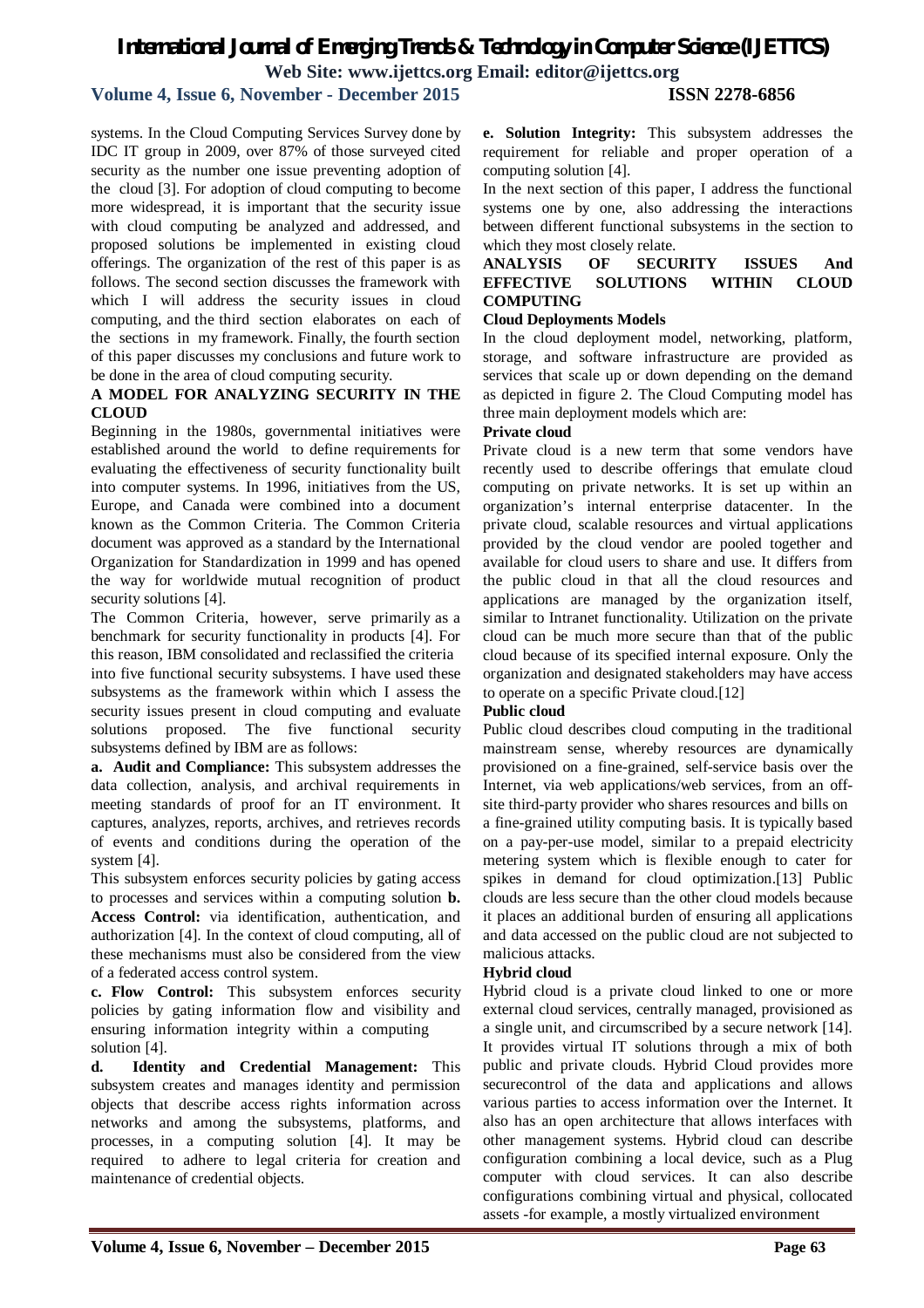systems. In the Cloud Computing Services Survey done by IDC IT group in 2009, over 87% of those surveyed cited security as the number one issue preventing adoption of the cloud [3]. For adoption of cloud computing to become more widespread, it is important that the security issue with cloud computing be analyzed and addressed, and proposed solutions be implemented in existing cloud offerings. The organization of the rest of this paper is as follows. The second section discusses the framework with which I will address the security issues in cloud computing, and the third section elaborates on each of the sections in my framework. Finally, the fourth section of this paper discusses my conclusions and future work to be done in the area of cloud computing security.

## A MODEL FOR ANALYZING SECURITY IN THE CLOUD

Beginning in the 1980s, governmental initiatives were established around the world to define requirements for evaluating the effectiveness of security functionality built into computer systems. In 1996, initiatives from the US, Europe, and Canada were combined into a document known as the Common Criteria. The Common Criteria document was approved as a standard by the International Organization for Standardization in 1999 and has opened the way for worldwide mutual recognition of product security solutions [4].

The Common Criteria, however, serve primarily as a benchmark for security functionality in products [4]. For this reason, IBM consolidated and reclassified the criteria into five functional security subsystems. I have used these subsystems as the framework within which I assess the security issues present in cloud computing and evaluate solutions proposed. The five functional security subsystems defined by IBM are as follows:

**a. Audit and Compliance:** This subsystem addresses the data collection, analysis, and archival requirements in meeting standards of proof for an IT environment. It captures, analyzes, reports, archives, and retrieves records of events and conditions during the operation of the system [4].

This subsystem enforces security policies by gating access to processes and services within a computing solution **b. Access Control:** via identification, authentication, and authorization [4]. In the context of cloud computing, all of these mechanisms must also be considered from the view of a federated access control system.

**c. Flow Control:** This subsystem enforces security policies by gating information flow and visibility and ensuring information integrity within a computing solution [4].

**d. Identity and Credential Management:** This subsystem creates and manages identity and permission objects that describe access rights information across networks and among the subsystems, platforms, and processes, in a computing solution [4]. It may be required to adhere to legal criteria for creation and maintenance of credential objects.

**e. Solution Integrity:** This subsystem addresses the requirement for reliable and proper operation of a computing solution [4].

In the next section of this paper, I address the functional systems one by one, also addressing the interactions between different functional subsystems in the section to which they most closely relate.

## ANALYSIS OF SECURITY ISSUES And EFFECTIVE SOLUTIONS WITHIN CLOUD COMPUTING

### Cloud Deployments Models

In the cloud deployment model, networking, platform, storage, and software infrastructure are provided as services that scale up or down depending on the demand as depicted in figure 2. The Cloud Computing model has three main deployment models which are:

#### Private cloud

Private cloud is a new term that some vendors have recently used to describe offerings that emulate cloud computing on private networks. It is set up within an organization's internal enterprise datacenter. In the private cloud, scalable resources and virtual applications provided by the cloud vendor are pooled together and available for cloud users to share and use. It differs from the public cloud in that all the cloud resources and applications are managed by the organization itself, similar to Intranet functionality. Utilization on the private cloud can be much more secure than that of the public cloud because of its specified internal exposure. Only the organization and designated stakeholders may have access to operate on a specific Private cloud.[12]

#### Public cloud

Public cloud describes cloud computing in the traditional mainstream sense, whereby resources are dynamically provisioned on a fine-grained, self-service basis over the Internet, via web applications/web services, from an off-site third-party provider who shares resources and bills on a fine-grained utility computing basis. It is typically based on a pay-per-use model, similar to a prepaid electricity metering system which is flexible enough to cater for spikes in demand for cloud optimization.[13] Public clouds are less secure than the other cloud models because it places an additional burden of ensuring all applications and data accessed on the public cloud are not subjected to malicious attacks.

#### Hybrid cloud

Hybrid cloud is a private cloud linked to one or more external cloud services, centrally managed, provisioned as a single unit, and circumscribed by a secure network [14]. It provides virtual IT solutions through a mix of both public and private clouds. Hybrid Cloud provides more securecontrol of the data and applications and allows various parties to access information over the Internet. It also has an open architecture that allows interfaces with other management systems. Hybrid cloud can describe configuration combining a local device, such as a Plug computer with cloud services. It can also describe configurations combining virtual and physical, collocated assets -for example, a mostly virtualized environment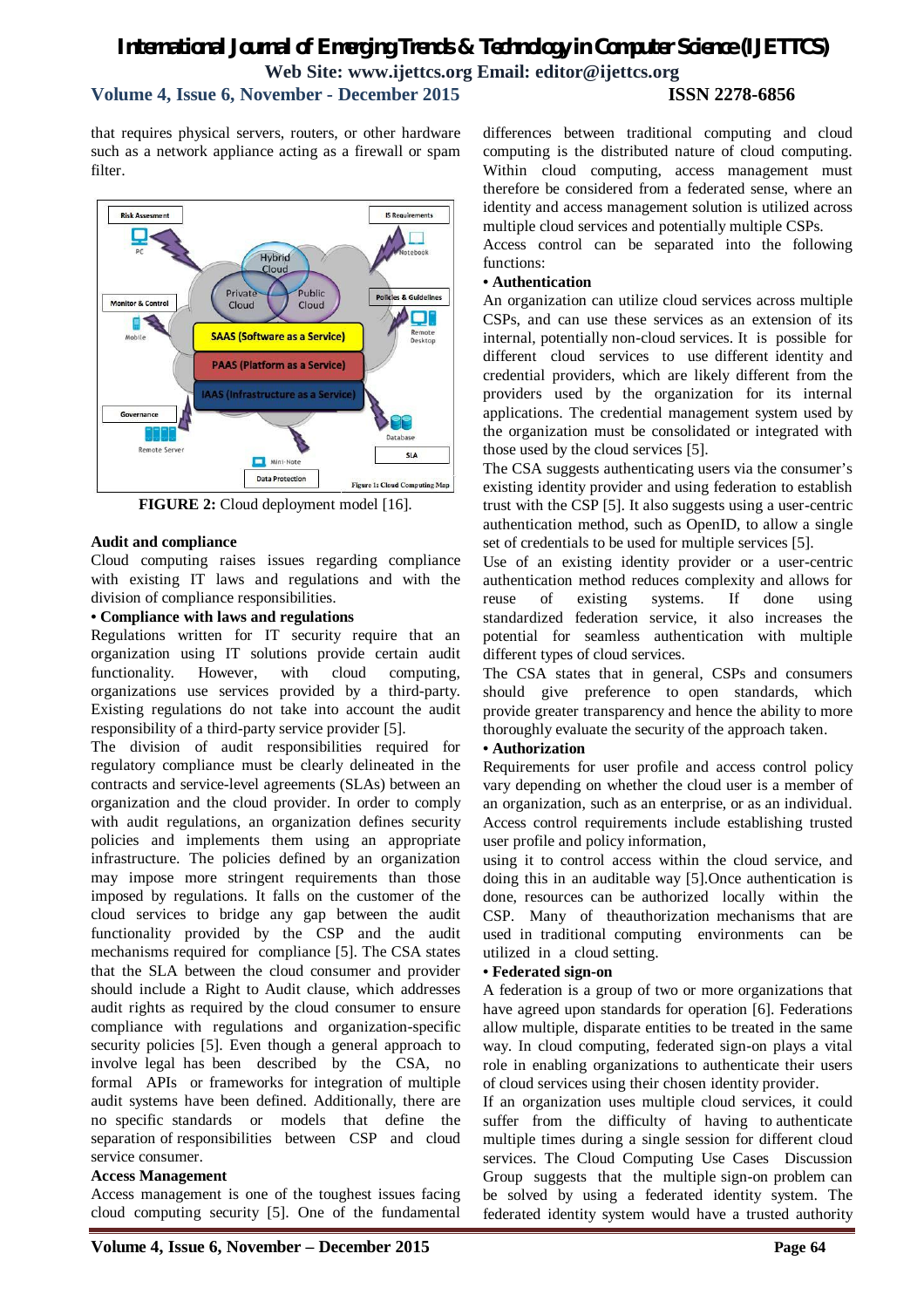that requires physical servers, routers, or other hardware such as a network appliance acting as a firewall or spam filter.

FIGURE 2: Cloud deployment model [16].

**Audit and compliance**

Cloud computing raises issues regarding compliance with existing IT laws and regulations and with the division of compliance responsibilities.

**• Compliance with laws and regulations**

Regulations written for IT security require that an organization using IT solutions provide certain audit functionality. However, with cloud computing, organizations use services provided by a third-party. Existing regulations do not take into account the audit responsibility of a third-party service provider [5].

The division of audit responsibilities required for regulatory compliance must be clearly delineated in the contracts and service-level agreements (SLAs) between an organization and the cloud provider. In order to comply with audit regulations, an organization defines security policies and implements them using an appropriate infrastructure. The policies defined by an organization may impose more stringent requirements than those imposed by regulations. It falls on the customer of the cloud services to bridge any gap between the audit functionality provided by the CSP and the audit mechanisms required for compliance [5]. The CSA states that the SLA between the cloud consumer and provider should include a Right to Audit clause, which addresses audit rights as required by the cloud consumer to ensure compliance with regulations and organization-specific security policies [5]. Even though a general approach to involve legal has been described by the CSA, no formal APIs or frameworks for integration of multiple audit systems have been defined. Additionally, there are no specific standards or models that define the separation of responsibilities between CSP and cloud service consumer.

**Access Management**

Access management is one of the toughest issues facing cloud computing security [5]. One of the fundamental differences between traditional computing and cloud computing is the distributed nature of cloud computing. Within cloud computing, access management must therefore be considered from a federated sense, where an identity and access management solution is utilized across multiple cloud services and potentially multiple CSPs.

Access control can be separated into the following functions:

**• Authentication**

An organization can utilize cloud services across multiple CSPs, and can use these services as an extension of its internal, potentially non-cloud services. It is possible for different cloud services to use different identity and credential providers, which are likely different from the providers used by the organization for its internal applications. The credential management system used by the organization must be consolidated or integrated with those used by the cloud services [5].

The CSA suggests authenticating users via the consumer's existing identity provider and using federation to establish trust with the CSP [5]. It also suggests using a user-centric authentication method, such as OpenID, to allow a single set of credentials to be used for multiple services [5].

Use of an existing identity provider or a user-centric authentication method reduces complexity and allows for reuse of existing systems. If done using standardized federation service, it also increases the potential for seamless authentication with multiple different types of cloud services.

The CSA states that in general, CSPs and consumers should give preference to open standards, which provide greater transparency and hence the ability to more thoroughly evaluate the security of the approach taken.

**• Authorization**

Requirements for user profile and access control policy vary depending on whether the cloud user is a member of an organization, such as an enterprise, or as an individual. Access control requirements include establishing trusted user profile and policy information,

using it to control access within the cloud service, and doing this in an auditable way [5].Once authentication is done, resources can be authorized locally within the CSP. Many of theauthorization mechanisms that are used in traditional computing environments can be utilized in a cloud setting.

**• Federated sign-on**

A federation is a group of two or more organizations that have agreed upon standards for operation [6]. Federations allow multiple, disparate entities to be treated in the same way. In cloud computing, federated sign-on plays a vital role in enabling organizations to authenticate their users of cloud services using their chosen identity provider.

If an organization uses multiple cloud services, it could suffer from the difficulty of having to authenticate multiple times during a single session for different cloud services. The Cloud Computing Use Cases Discussion Group suggests that the multiple sign-on problem can be solved by using a federated identity system. The federated identity system would have a trusted authority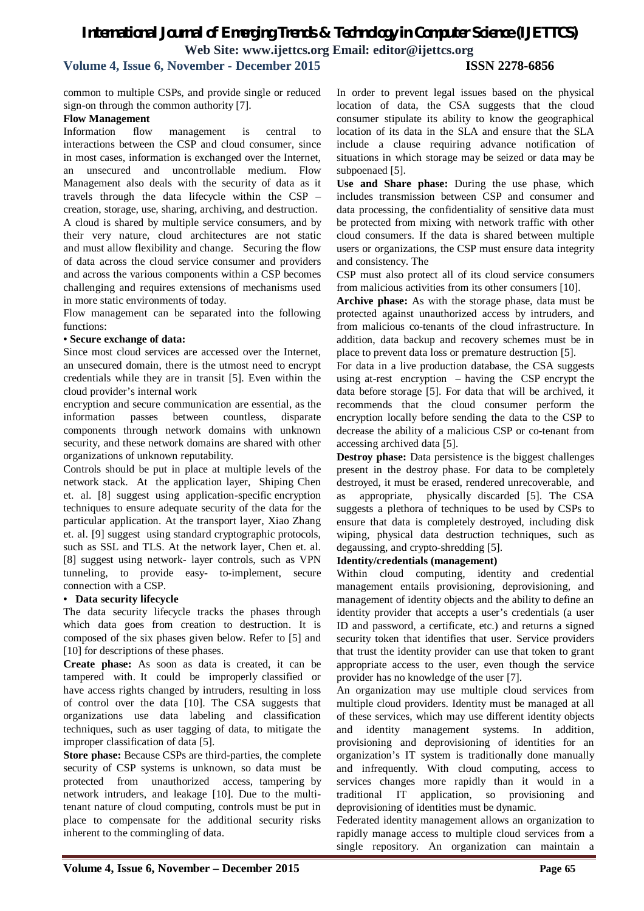common to multiple CSPs, and provide single or reduced sign-on through the common authority [7].

**Flow Management**

Information flow management is central to interactions between the CSP and cloud consumer, since in most cases, information is exchanged over the Internet, an unsecured and uncontrollable medium. Flow Management also deals with the security of data as it travels through the data lifecycle within the CSP – creation, storage, use, sharing, archiving, and destruction.

A cloud is shared by multiple service consumers, and by their very nature, cloud architectures are not static and must allow flexibility and change. Securing the flow of data across the cloud service consumer and providers and across the various components within a CSP becomes challenging and requires extensions of mechanisms used in more static environments of today.

Flow management can be separated into the following functions:

**• Secure exchange of data:**

Since most cloud services are accessed over the Internet, an unsecured domain, there is the utmost need to encrypt credentials while they are in transit [5]. Even within the cloud provider's internal work encryption and secure communication are essential, as the information passes between countless, disparate components through network domains with unknown security, and these network domains are shared with other organizations of unknown reputability.

Controls should be put in place at multiple levels of the network stack. At the application layer, Shiping Chen et. al. [8] suggest using application-specific encryption techniques to ensure adequate security of the data for the particular application. At the transport layer, Xiao Zhang et. al. [9] suggest using standard cryptographic protocols, such as SSL and TLS. At the network layer, Chen et. al. [8] suggest using network- layer controls, such as VPN tunneling, to provide easy- to-implement, secure connection with a CSP.

**• Data security lifecycle**

The data security lifecycle tracks the phases through which data goes from creation to destruction. It is composed of the six phases given below. Refer to [5] and [10] for descriptions of these phases.

**Create phase:** As soon as data is created, it can be tampered with. It could be improperly classified or have access rights changed by intruders, resulting in loss of control over the data [10]. The CSA suggests that organizations use data labeling and classification techniques, such as user tagging of data, to mitigate the improper classification of data [5].

**Store phase:** Because CSPs are third-parties, the complete security of CSP systems is unknown, so data must be protected from unauthorized access, tampering by network intruders, and leakage [10]. Due to the multi-tenant nature of cloud computing, controls must be put in place to compensate for the additional security risks inherent to the commingling of data.

In order to prevent legal issues based on the physical location of data, the CSA suggests that the cloud consumer stipulate its ability to know the geographical location of its data in the SLA and ensure that the SLA include a clause requiring advance notification of situations in which storage may be seized or data may be subpoenaed [5].

**Use and Share phase:** During the use phase, which includes transmission between CSP and consumer and data processing, the confidentiality of sensitive data must be protected from mixing with network traffic with other cloud consumers. If the data is shared between multiple users or organizations, the CSP must ensure data integrity and consistency. The CSP must also protect all of its cloud service consumers from malicious activities from its other consumers [10].

**Archive phase:** As with the storage phase, data must be protected against unauthorized access by intruders, and from malicious co-tenants of the cloud infrastructure. In addition, data backup and recovery schemes must be in place to prevent data loss or premature destruction [5].

For data in a live production database, the CSA suggests using at-rest encryption – having the CSP encrypt the data before storage [5]. For data that will be archived, it recommends that the cloud consumer perform the encryption locally before sending the data to the CSP to decrease the ability of a malicious CSP or co-tenant from accessing archived data [5].

**Destroy phase:** Data persistence is the biggest challenges present in the destroy phase. For data to be completely destroyed, it must be erased, rendered unrecoverable, and as appropriate, physically discarded [5]. The CSA suggests a plethora of techniques to be used by CSPs to ensure that data is completely destroyed, including disk wiping, physical data destruction techniques, such as degaussing, and crypto-shredding [5].

**Identity/credentials (management)**

Within cloud computing, identity and credential management entails provisioning, deprovisioning, and management of identity objects and the ability to define an identity provider that accepts a user's credentials (a user ID and password, a certificate, etc.) and returns a signed security token that identifies that user. Service providers that trust the identity provider can use that token to grant appropriate access to the user, even though the service provider has no knowledge of the user [7].

An organization may use multiple cloud services from multiple cloud providers. Identity must be managed at all of these services, which may use different identity objects and identity management systems. In addition, provisioning and deprovisioning of identities for an organization's IT system is traditionally done manually and infrequently. With cloud computing, access to services changes more rapidly than it would in a traditional IT application, so provisioning and deprovisioning of identities must be dynamic.

Federated identity management allows an organization to rapidly manage access to multiple cloud services from a single repository. An organization can maintain a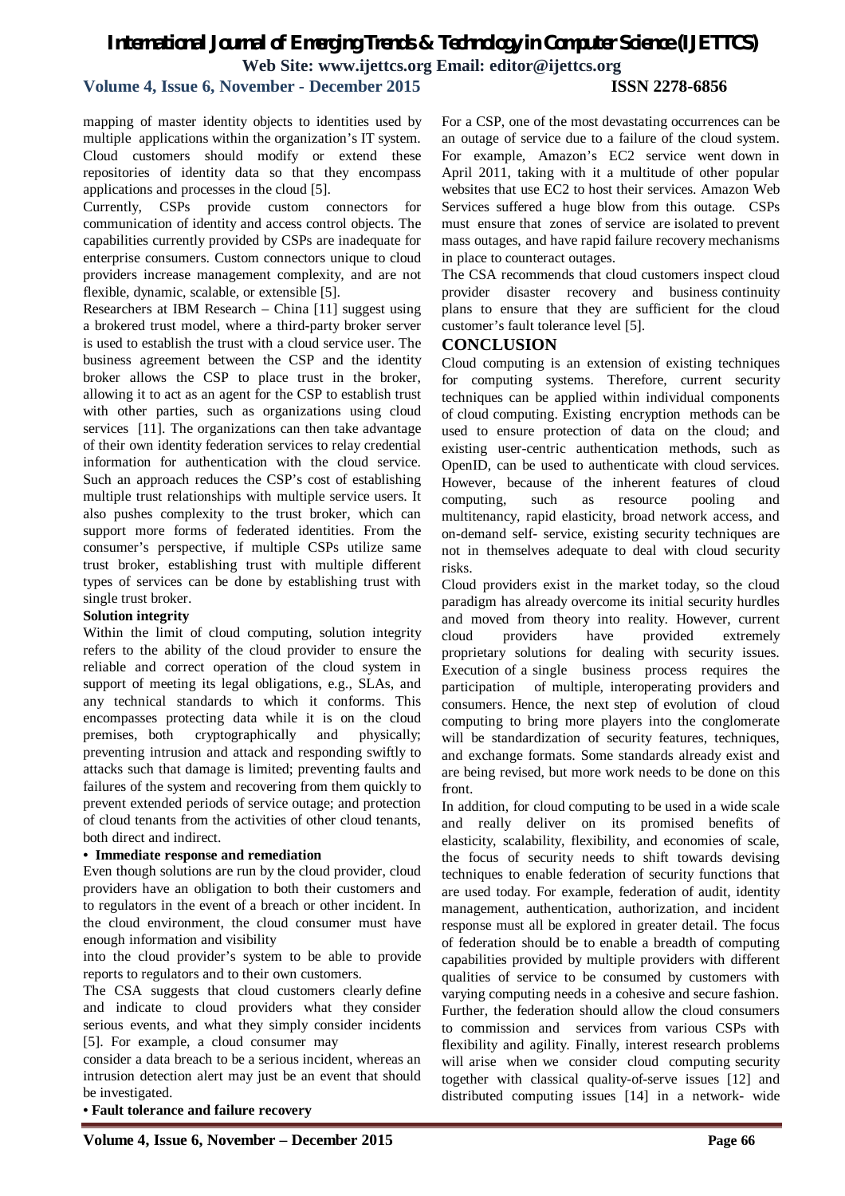mapping of master identity objects to identities used by multiple applications within the organization's IT system. Cloud customers should modify or extend these repositories of identity data so that they encompass applications and processes in the cloud [5].

Currently, CSPs provide custom connectors for communication of identity and access control objects. The capabilities currently provided by CSPs are inadequate for enterprise consumers. Custom connectors unique to cloud providers increase management complexity, and are not flexible, dynamic, scalable, or extensible [5].

Researchers at IBM Research – China [11] suggest using a brokered trust model, where a third-party broker server is used to establish the trust with a cloud service user. The business agreement between the CSP and the identity broker allows the CSP to place trust in the broker, allowing it to act as an agent for the CSP to establish trust with other parties, such as organizations using cloud services [11]. The organizations can then take advantage of their own identity federation services to relay credential information for authentication with the cloud service. Such an approach reduces the CSP's cost of establishing multiple trust relationships with multiple service users. It also pushes complexity to the trust broker, which can support more forms of federated identities. From the consumer's perspective, if multiple CSPs utilize same trust broker, establishing trust with multiple different types of services can be done by establishing trust with single trust broker.

**Solution integrity**

Within the limit of cloud computing, solution integrity refers to the ability of the cloud provider to ensure the reliable and correct operation of the cloud system in support of meeting its legal obligations, e.g., SLAs, and any technical standards to which it conforms. This encompasses protecting data while it is on the cloud premises, both cryptographically and physically; preventing intrusion and attack and responding swiftly to attacks such that damage is limited; preventing faults and failures of the system and recovering from them quickly to prevent extended periods of service outage; and protection of cloud tenants from the activities of other cloud tenants, both direct and indirect.

**• Immediate response and remediation**

Even though solutions are run by the cloud provider, cloud providers have an obligation to both their customers and to regulators in the event of a breach or other incident. In the cloud environment, the cloud consumer must have enough information and visibility into the cloud provider's system to be able to provide reports to regulators and to their own customers.

The CSA suggests that cloud customers clearly define and indicate to cloud providers what they consider serious events, and what they simply consider incidents [5]. For example, a cloud consumer may consider a data breach to be a serious incident, whereas an intrusion detection alert may just be an event that should be investigated.

**• Fault tolerance and failure recovery**

For a CSP, one of the most devastating occurrences can be an outage of service due to a failure of the cloud system. For example, Amazon's EC2 service went down in April 2011, taking with it a multitude of other popular websites that use EC2 to host their services. Amazon Web Services suffered a huge blow from this outage. CSPs must ensure that zones of service are isolated to prevent mass outages, and have rapid failure recovery mechanisms in place to counteract outages.

The CSA recommends that cloud customers inspect cloud provider disaster recovery and business continuity plans to ensure that they are sufficient for the cloud customer's fault tolerance level [5].

## CONCLUSION

Cloud computing is an extension of existing techniques for computing systems. Therefore, current security techniques can be applied within individual components of cloud computing. Existing encryption methods can be used to ensure protection of data on the cloud; and existing user-centric authentication methods, such as OpenID, can be used to authenticate with cloud services. However, because of the inherent features of cloud computing, such as resource pooling and multitenancy, rapid elasticity, broad network access, and on-demand self- service, existing security techniques are not in themselves adequate to deal with cloud security risks.

Cloud providers exist in the market today, so the cloud paradigm has already overcome its initial security hurdles and moved from theory into reality. However, current cloud providers have provided extremely proprietary solutions for dealing with security issues. Execution of a single business process requires the participation of multiple, interoperating providers and consumers. Hence, the next step of evolution of cloud computing to bring more players into the conglomerate will be standardization of security features, techniques, and exchange formats. Some standards already exist and are being revised, but more work needs to be done on this front.

In addition, for cloud computing to be used in a wide scale and really deliver on its promised benefits of elasticity, scalability, flexibility, and economies of scale, the focus of security needs to shift towards devising techniques to enable federation of security functions that are used today. For example, federation of audit, identity management, authentication, authorization, and incident response must all be explored in greater detail. The focus of federation should be to enable a breadth of computing capabilities provided by multiple providers with different qualities of service to be consumed by customers with varying computing needs in a cohesive and secure fashion. Further, the federation should allow the cloud consumers to commission and services from various CSPs with flexibility and agility. Finally, interest research problems will arise when we consider cloud computing security together with classical quality-of-serve issues [12] and distributed computing issues [14] in a network- wide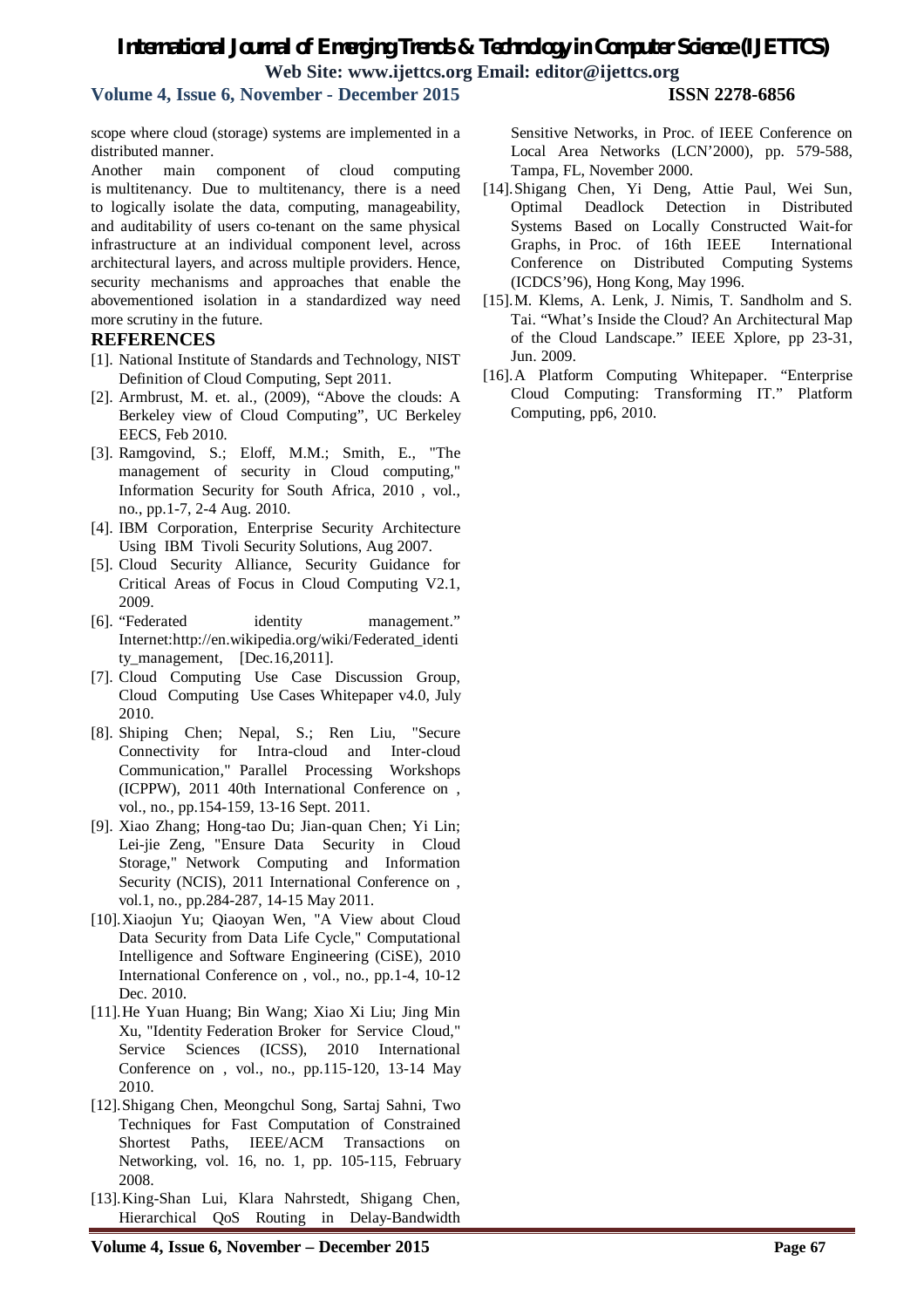scope where cloud (storage) systems are implemented in a distributed manner.

Another main component of cloud computing is multitenancy. Due to multitenancy, there is a need to logically isolate the data, computing, manageability, and auditability of users co-tenant on the same physical infrastructure at an individual component level, across architectural layers, and across multiple providers. Hence, security mechanisms and approaches that enable the abovementioned isolation in a standardized way need more scrutiny in the future.

## REFERENCES

[1]. National Institute of Standards and Technology, NIST Definition of Cloud Computing, Sept 2011.

[2]. Armbrust, M. et. al., (2009), "Above the clouds: A Berkeley view of Cloud Computing", UC Berkeley EECS, Feb 2010.

[3]. Ramgovind, S.; Eloff, M.M.; Smith, E., "The management of security in Cloud computing," Information Security for South Africa, 2010 , vol., no., pp.1-7, 2-4 Aug. 2010.

[4]. IBM Corporation, Enterprise Security Architecture Using IBM Tivoli Security Solutions, Aug 2007.

[5]. Cloud Security Alliance, Security Guidance for Critical Areas of Focus in Cloud Computing V2.1, 2009.

[6]. "Federated identity management." Internet:http://en.wikipedia.org/wiki/Federated_identity_management, [Dec.16,2011].

[7]. Cloud Computing Use Case Discussion Group, Cloud Computing Use Cases Whitepaper v4.0, July 2010.

[8]. Shiping Chen; Nepal, S.; Ren Liu, "Secure Connectivity for Intra-cloud and Inter-cloud Communication," Parallel Processing Workshops (ICPPW), 2011 40th International Conference on , vol., no., pp.154-159, 13-16 Sept. 2011.

[9]. Xiao Zhang; Hong-tao Du; Jian-quan Chen; Yi Lin; Lei-jie Zeng, "Ensure Data Security in Cloud Storage," Network Computing and Information Security (NCIS), 2011 International Conference on , vol.1, no., pp.284-287, 14-15 May 2011.

[10]. Xiaojun Yu; Qiaoyan Wen, "A View about Cloud Data Security from Data Life Cycle," Computational Intelligence and Software Engineering (CiSE), 2010 International Conference on , vol., no., pp.1-4, 10-12 Dec. 2010.

[11]. He Yuan Huang; Bin Wang; Xiao Xi Liu; Jing Min Xu, "Identity Federation Broker for Service Cloud," Service Sciences (ICSS), 2010 International Conference on , vol., no., pp.115-120, 13-14 May 2010.

[12]. Shigang Chen, Meongchul Song, Sartaj Sahni, Two Techniques for Fast Computation of Constrained Shortest Paths, IEEE/ACM Transactions on Networking, vol. 16, no. 1, pp. 105-115, February 2008.

[13]. King-Shan Lui, Klara Nahrstedt, Shigang Chen, Hierarchical QoS Routing in Delay-Bandwidth Sensitive Networks, in Proc. of IEEE Conference on Local Area Networks (LCN'2000), pp. 579-588, Tampa, FL, November 2000.

[14]. Shigang Chen, Yi Deng, Attie Paul, Wei Sun, Optimal Deadlock Detection in Distributed Systems Based on Locally Constructed Wait-for Graphs, in Proc. of 16th IEEE International Conference on Distributed Computing Systems (ICDCS'96), Hong Kong, May 1996.

[15]. M. Klems, A. Lenk, J. Nimis, T. Sandholm and S. Tai. "What's Inside the Cloud? An Architectural Map of the Cloud Landscape." IEEE Xplore, pp 23-31, Jun. 2009.

[16]. A Platform Computing Whitepaper. "Enterprise Cloud Computing: Transforming IT." Platform Computing, pp6, 2010.